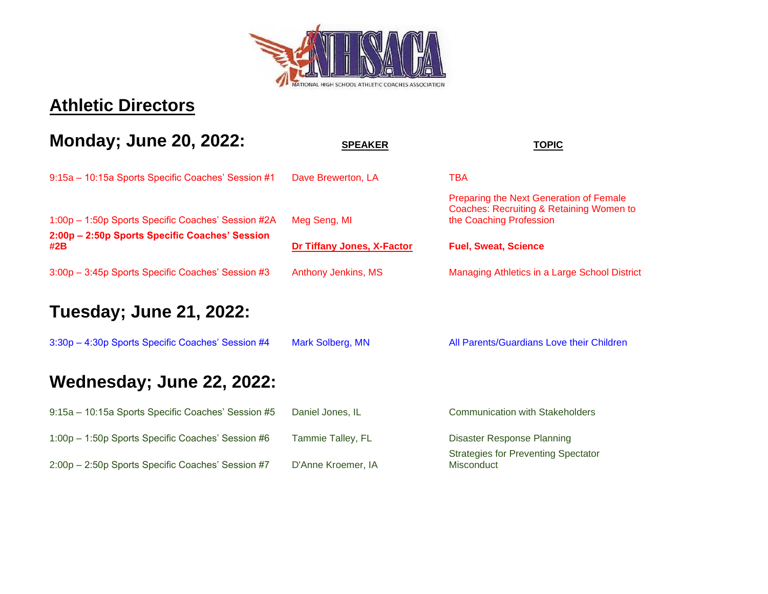NATIONAL HIGH SCHOOL ATHLETIC COACHES ASSOCIATION

# Athletic Directors

## Monday; June 20, 2022:

| | SPEAKER | TOPIC |
|---|---|---|
| 9:15a – 10:15a Sports Specific Coaches' Session #1 | Dave Brewerton, LA | TBA |
| 1:00p – 1:50p Sports Specific Coaches' Session #2A | Meg Seng, MI | Preparing the Next Generation of Female Coaches: Recruiting & Retaining Women to the Coaching Profession |
| **2:00p – 2:50p Sports Specific Coaches' Session #2B** | **Dr Tiffany Jones, X-Factor** | **Fuel, Sweat, Science** |
| 3:00p – 3:45p Sports Specific Coaches' Session #3 | Anthony Jenkins, MS | Managing Athletics in a Large School District |

## Tuesday; June 21, 2022:

| | | |
|---|---|---|
| 3:30p – 4:30p Sports Specific Coaches' Session #4 | Mark Solberg, MN | All Parents/Guardians Love their Children |

## Wednesday; June 22, 2022:

| | | |
|---|---|---|
| 9:15a – 10:15a Sports Specific Coaches' Session #5 | Daniel Jones, IL | Communication with Stakeholders |
| 1:00p – 1:50p Sports Specific Coaches' Session #6 | Tammie Talley, FL | Disaster Response Planning |
| 2:00p – 2:50p Sports Specific Coaches' Session #7 | D'Anne Kroemer, IA | Strategies for Preventing Spectator Misconduct |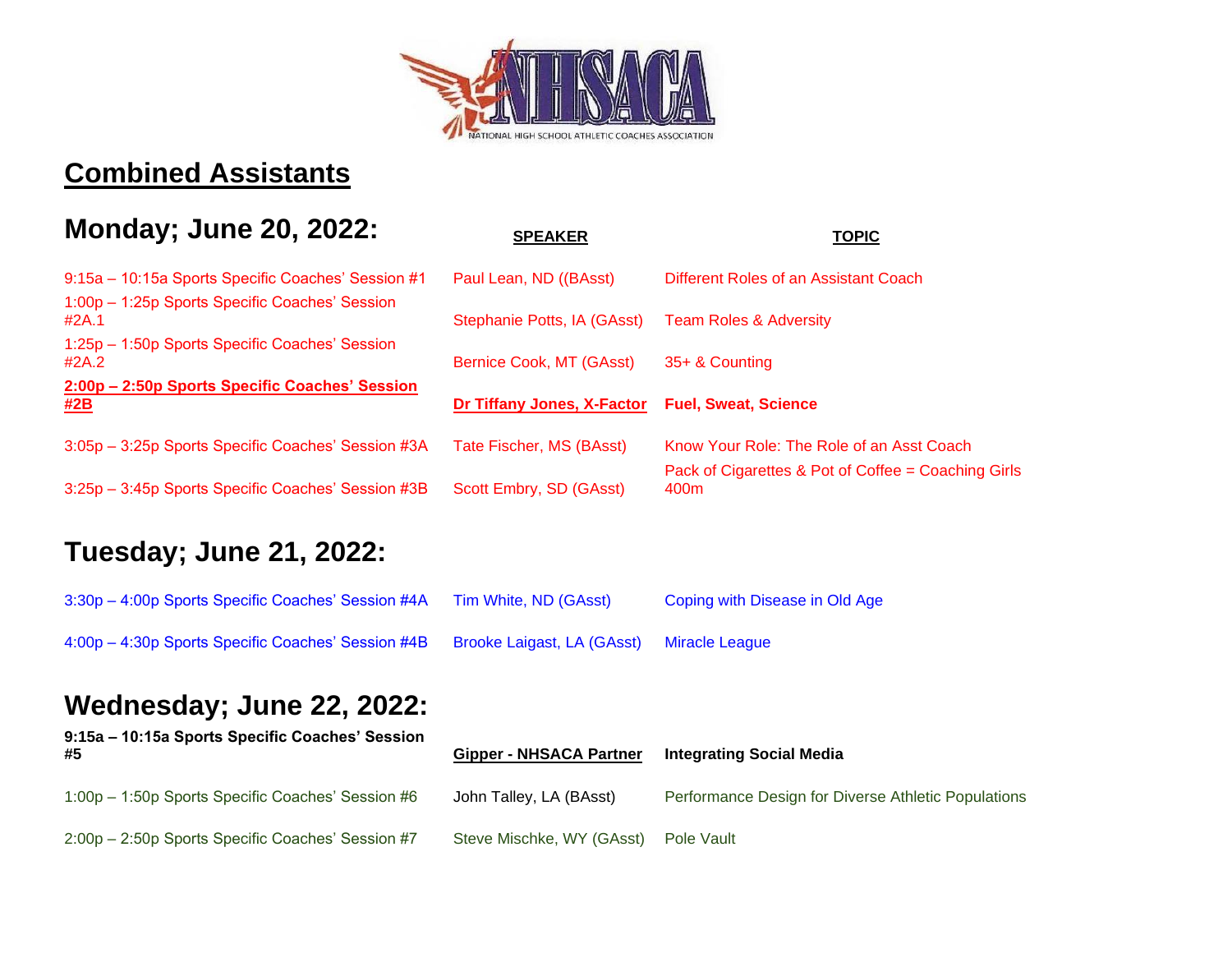NATIONAL HIGH SCHOOL ATHLETIC COACHES ASSOCIATION

# Combined Assistants

## Monday; June 20, 2022:

| | SPEAKER | TOPIC |
|---|---|---|
| 9:15a – 10:15a Sports Specific Coaches' Session #1 | Paul Lean, ND ((BAsst) | Different Roles of an Assistant Coach |
| 1:00p – 1:25p Sports Specific Coaches' Session #2A.1 | Stephanie Potts, IA (GAsst) | Team Roles & Adversity |
| 1:25p – 1:50p Sports Specific Coaches' Session #2A.2 | Bernice Cook, MT (GAsst) | 35+ & Counting |
| **2:00p – 2:50p Sports Specific Coaches' Session #2B** | **Dr Tiffany Jones, X-Factor** | **Fuel, Sweat, Science** |
| 3:05p – 3:25p Sports Specific Coaches' Session #3A | Tate Fischer, MS (BAsst) | Know Your Role: The Role of an Asst Coach |
| 3:25p – 3:45p Sports Specific Coaches' Session #3B | Scott Embry, SD (GAsst) | Pack of Cigarettes & Pot of Coffee = Coaching Girls 400m |

## Tuesday; June 21, 2022:

| | | |
|---|---|---|
| 3:30p – 4:00p Sports Specific Coaches' Session #4A | Tim White, ND (GAsst) | Coping with Disease in Old Age |
| 4:00p – 4:30p Sports Specific Coaches' Session #4B | Brooke Laigast, LA (GAsst) | Miracle League |

## Wednesday; June 22, 2022:

| | | |
|---|---|---|
| **9:15a – 10:15a Sports Specific Coaches' Session #5** | **Gipper - NHSACA Partner** | **Integrating Social Media** |
| 1:00p – 1:50p Sports Specific Coaches' Session #6 | John Talley, LA (BAsst) | Performance Design for Diverse Athletic Populations |
| 2:00p – 2:50p Sports Specific Coaches' Session #7 | Steve Mischke, WY (GAsst) | Pole Vault |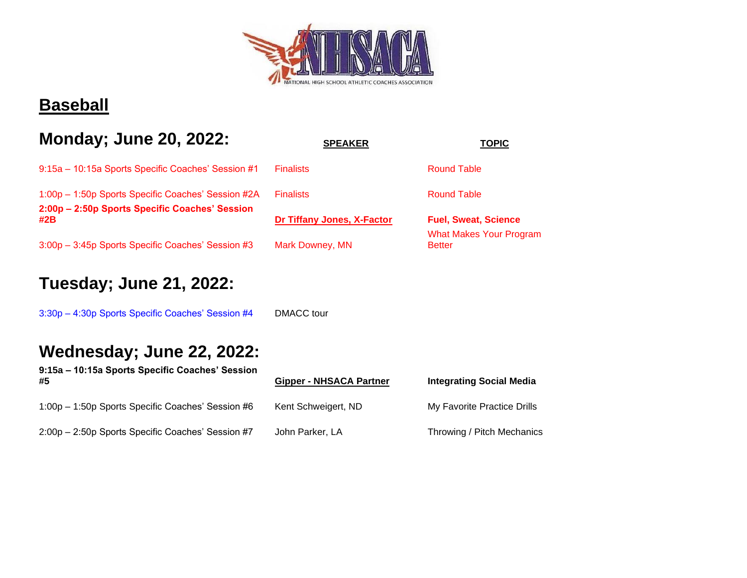# Baseball

## Monday; June 20, 2022:

| | SPEAKER | TOPIC |
|---|---|---|
| 9:15a – 10:15a Sports Specific Coaches' Session #1 | Finalists | Round Table |
| 1:00p – 1:50p Sports Specific Coaches' Session #2A | Finalists | Round Table |
| **2:00p – 2:50p Sports Specific Coaches' Session #2B** | **Dr Tiffany Jones, X-Factor** | **Fuel, Sweat, Science** |
| 3:00p – 3:45p Sports Specific Coaches' Session #3 | Mark Downey, MN | What Makes Your Program Better |

## Tuesday; June 21, 2022:

| | | |
|---|---|---|
| 3:30p – 4:30p Sports Specific Coaches' Session #4 | DMACC tour | |

## Wednesday; June 22, 2022:

| | | |
|---|---|---|
| **9:15a – 10:15a Sports Specific Coaches' Session #5** | **Gipper - NHSACA Partner** | **Integrating Social Media** |
| 1:00p – 1:50p Sports Specific Coaches' Session #6 | Kent Schweigert, ND | My Favorite Practice Drills |
| 2:00p – 2:50p Sports Specific Coaches' Session #7 | John Parker, LA | Throwing / Pitch Mechanics |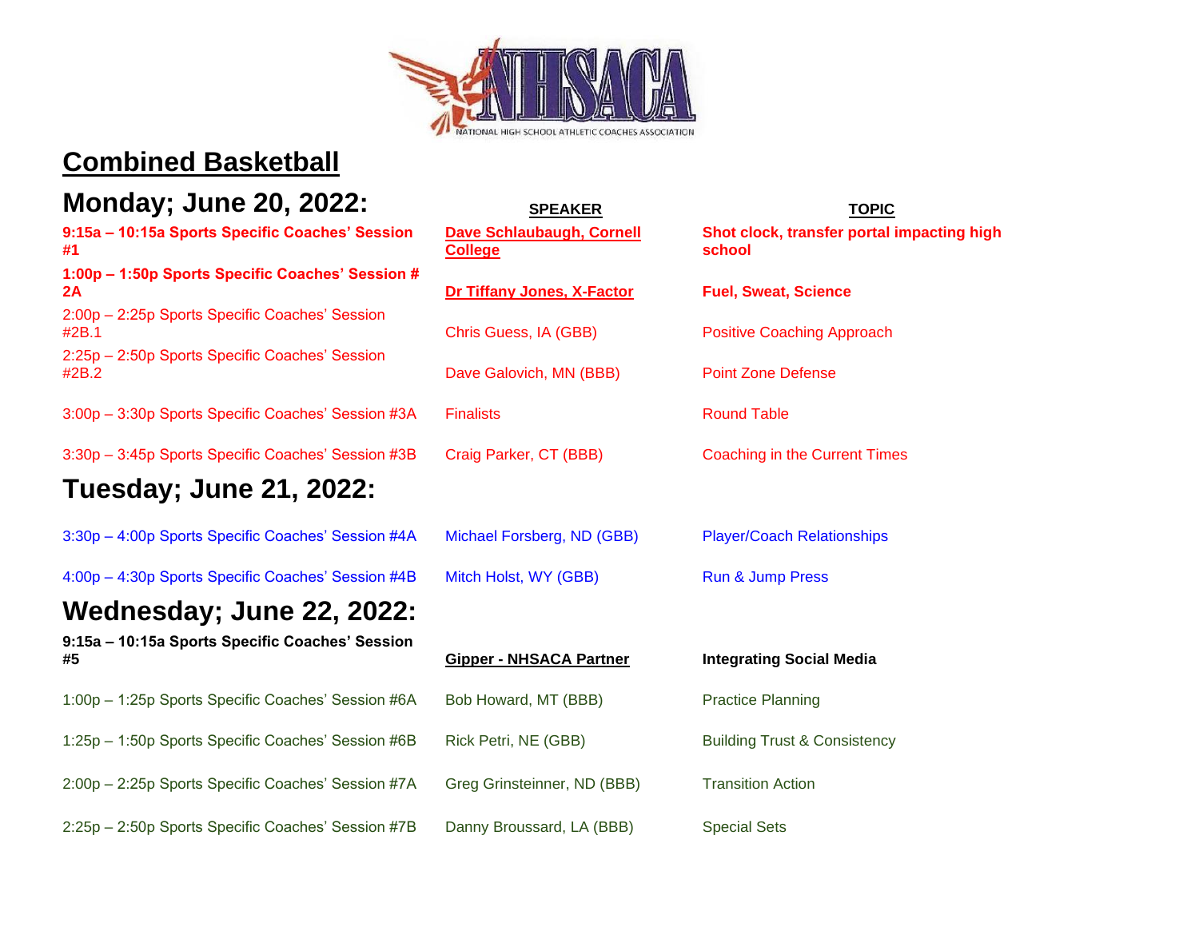## Combined Basketball

### Monday; June 20, 2022:

| | SPEAKER | TOPIC |
|---|---|---|
| **9:15a – 10:15a Sports Specific Coaches' Session #1** | **Dave Schlaubaugh, Cornell College** | **Shot clock, transfer portal impacting high school** |
| **1:00p – 1:50p Sports Specific Coaches' Session # 2A** | **Dr Tiffany Jones, X-Factor** | **Fuel, Sweat, Science** |
| 2:00p – 2:25p Sports Specific Coaches' Session #2B.1 | Chris Guess, IA (GBB) | Positive Coaching Approach |
| 2:25p – 2:50p Sports Specific Coaches' Session #2B.2 | Dave Galovich, MN (BBB) | Point Zone Defense |
| 3:00p – 3:30p Sports Specific Coaches' Session #3A | Finalists | Round Table |
| 3:30p – 3:45p Sports Specific Coaches' Session #3B | Craig Parker, CT (BBB) | Coaching in the Current Times |

### Tuesday; June 21, 2022:

| | SPEAKER | TOPIC |
|---|---|---|
| 3:30p – 4:00p Sports Specific Coaches' Session #4A | Michael Forsberg, ND (GBB) | Player/Coach Relationships |
| 4:00p – 4:30p Sports Specific Coaches' Session #4B | Mitch Holst, WY (GBB) | Run & Jump Press |

### Wednesday; June 22, 2022:

| | SPEAKER | TOPIC |
|---|---|---|
| **9:15a – 10:15a Sports Specific Coaches' Session #5** | **Gipper - NHSACA Partner** | **Integrating Social Media** |
| 1:00p – 1:25p Sports Specific Coaches' Session #6A | Bob Howard, MT (BBB) | Practice Planning |
| 1:25p – 1:50p Sports Specific Coaches' Session #6B | Rick Petri, NE (GBB) | Building Trust & Consistency |
| 2:00p – 2:25p Sports Specific Coaches' Session #7A | Greg Grinsteinner, ND (BBB) | Transition Action |
| 2:25p – 2:50p Sports Specific Coaches' Session #7B | Danny Broussard, LA (BBB) | Special Sets |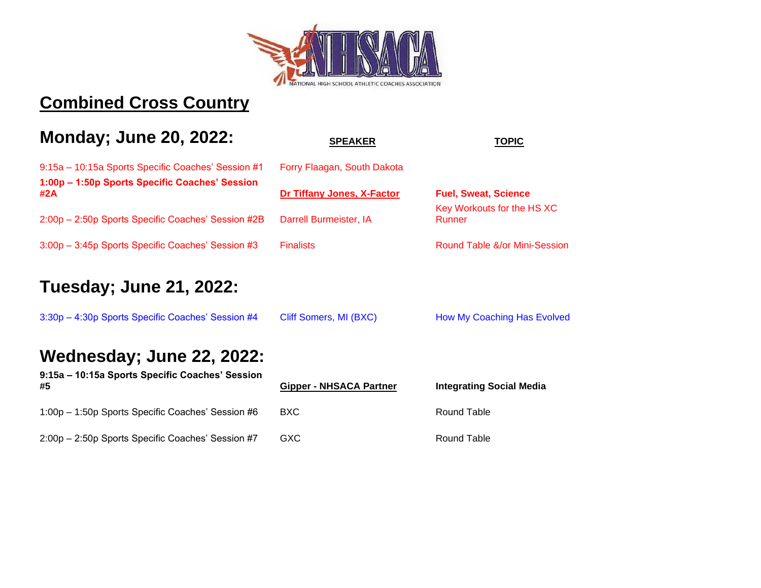NHSACA

NATIONAL HIGH SCHOOL ATHLETIC COACHES ASSOCIATION

# Combined Cross Country

## Monday; June 20, 2022:

| | SPEAKER | TOPIC |
|---|---|---|
| 9:15a – 10:15a Sports Specific Coaches' Session #1 | Forry Flaagan, South Dakota | |
| **1:00p – 1:50p Sports Specific Coaches' Session #2A** | **Dr Tiffany Jones, X-Factor** | **Fuel, Sweat, Science** |
| 2:00p – 2:50p Sports Specific Coaches' Session #2B | Darrell Burmeister, IA | Key Workouts for the HS XC Runner |
| 3:00p – 3:45p Sports Specific Coaches' Session #3 | Finalists | Round Table &/or Mini-Session |

## Tuesday; June 21, 2022:

| | SPEAKER | TOPIC |
|---|---|---|
| 3:30p – 4:30p Sports Specific Coaches' Session #4 | Cliff Somers, MI (BXC) | How My Coaching Has Evolved |

## Wednesday; June 22, 2022:

| | SPEAKER | TOPIC |
|---|---|---|
| **9:15a – 10:15a Sports Specific Coaches' Session #5** | **Gipper - NHSACA Partner** | **Integrating Social Media** |
| 1:00p – 1:50p Sports Specific Coaches' Session #6 | BXC | Round Table |
| 2:00p – 2:50p Sports Specific Coaches' Session #7 | GXC | Round Table |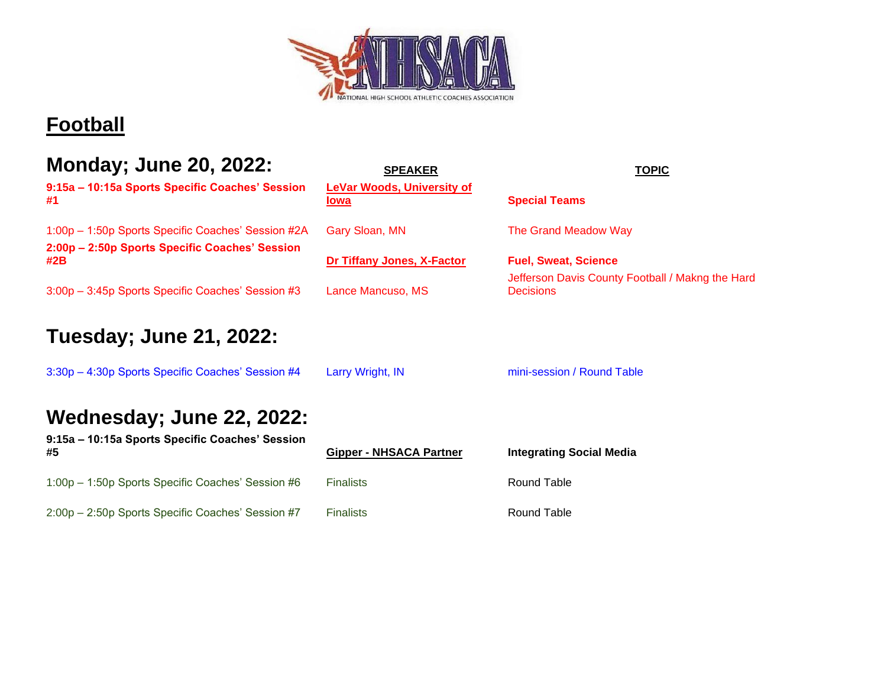## Football

### Monday; June 20, 2022:

| | SPEAKER | TOPIC |
|---|---|---|
| **9:15a – 10:15a Sports Specific Coaches' Session #1** | **LeVar Woods, University of Iowa** | **Special Teams** |
| 1:00p – 1:50p Sports Specific Coaches' Session #2A | Gary Sloan, MN | The Grand Meadow Way |
| **2:00p – 2:50p Sports Specific Coaches' Session #2B** | **Dr Tiffany Jones, X-Factor** | **Fuel, Sweat, Science** |
| 3:00p – 3:45p Sports Specific Coaches' Session #3 | Lance Mancuso, MS | Jefferson Davis County Football / Makng the Hard Decisions |

### Tuesday; June 21, 2022:

| | | |
|---|---|---|
| 3:30p – 4:30p Sports Specific Coaches' Session #4 | Larry Wright, IN | mini-session / Round Table |

### Wednesday; June 22, 2022:

| | | |
|---|---|---|
| **9:15a – 10:15a Sports Specific Coaches' Session #5** | **Gipper - NHSACA Partner** | **Integrating Social Media** |
| 1:00p – 1:50p Sports Specific Coaches' Session #6 | Finalists | Round Table |
| 2:00p – 2:50p Sports Specific Coaches' Session #7 | Finalists | Round Table |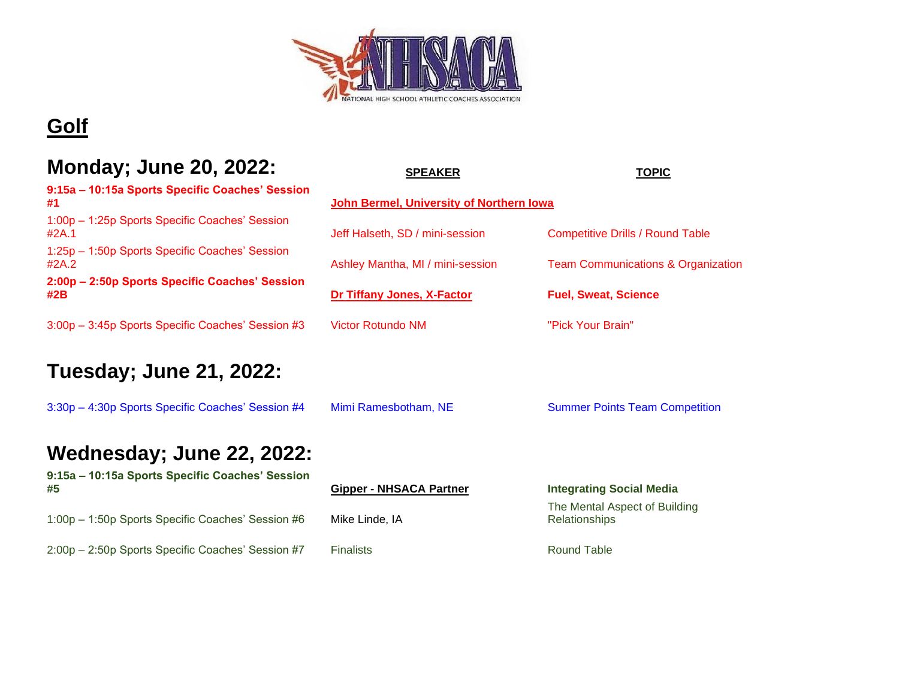NATIONAL HIGH SCHOOL ATHLETIC COACHES ASSOCIATION

# Golf

## Monday; June 20, 2022:

| | SPEAKER | TOPIC |
|---|---|---|
| **9:15a – 10:15a Sports Specific Coaches' Session #1** | **John Bermel, University of Northern Iowa** | |
| 1:00p – 1:25p Sports Specific Coaches' Session #2A.1 | Jeff Halseth, SD / mini-session | Competitive Drills / Round Table |
| 1:25p – 1:50p Sports Specific Coaches' Session #2A.2 | Ashley Mantha, MI / mini-session | Team Communications & Organization |
| **2:00p – 2:50p Sports Specific Coaches' Session #2B** | **Dr Tiffany Jones, X-Factor** | **Fuel, Sweat, Science** |
| 3:00p – 3:45p Sports Specific Coaches' Session #3 | Victor Rotundo NM | "Pick Your Brain" |

## Tuesday; June 21, 2022:

| | | |
|---|---|---|
| 3:30p – 4:30p Sports Specific Coaches' Session #4 | Mimi Ramesbotham, NE | Summer Points Team Competition |

## Wednesday; June 22, 2022:

| | | |
|---|---|---|
| **9:15a – 10:15a Sports Specific Coaches' Session #5** | **Gipper - NHSACA Partner** | **Integrating Social Media** |
| 1:00p – 1:50p Sports Specific Coaches' Session #6 | Mike Linde, IA | The Mental Aspect of Building Relationships |
| 2:00p – 2:50p Sports Specific Coaches' Session #7 | Finalists | Round Table |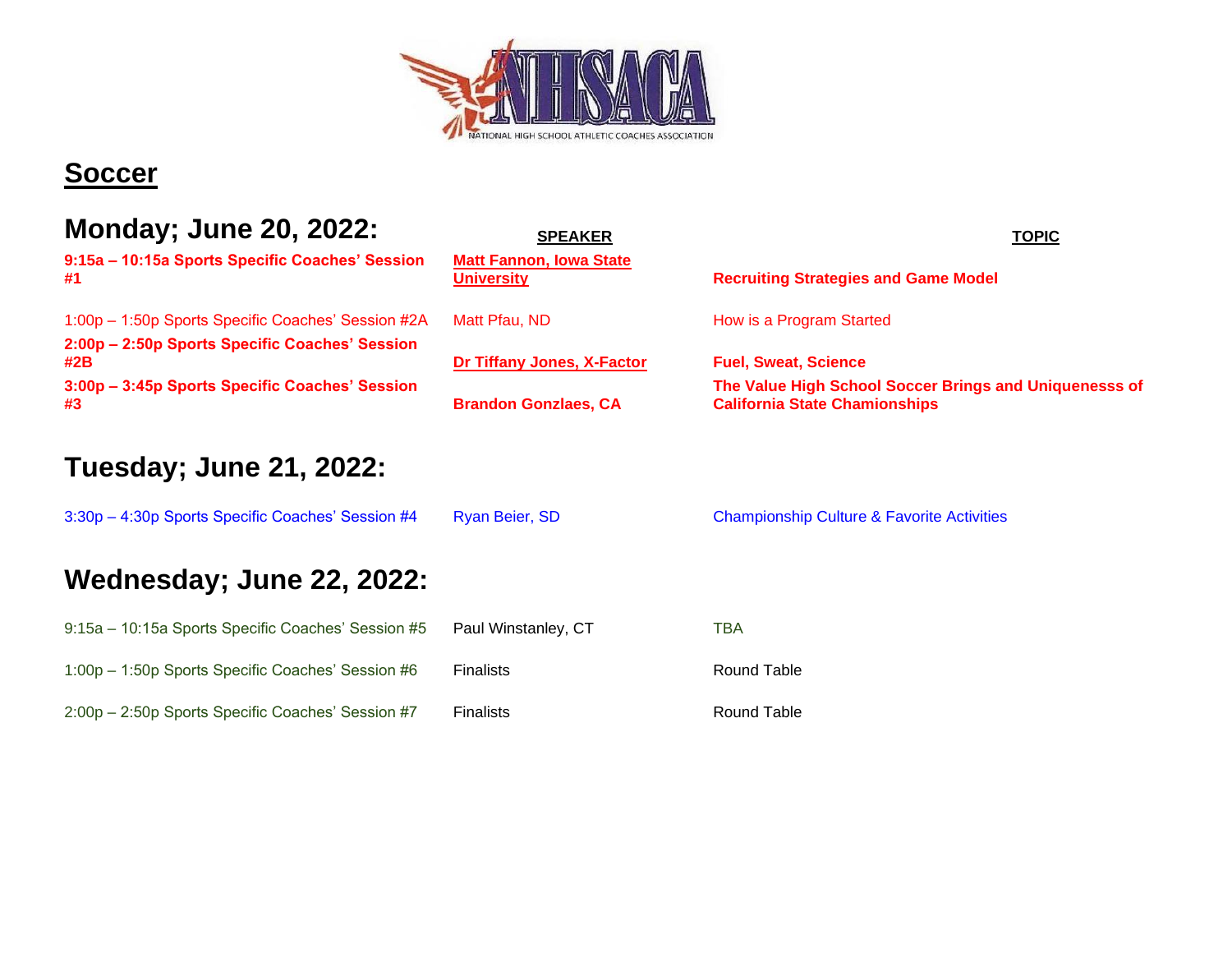## Soccer

### Monday; June 20, 2022:

| | SPEAKER | TOPIC |
|---|---|---|
| **9:15a – 10:15a Sports Specific Coaches' Session #1** | **Matt Fannon, Iowa State University** | **Recruiting Strategies and Game Model** |
| 1:00p – 1:50p Sports Specific Coaches' Session #2A | Matt Pfau, ND | How is a Program Started |
| **2:00p – 2:50p Sports Specific Coaches' Session #2B** | **Dr Tiffany Jones, X-Factor** | **Fuel, Sweat, Science** |
| **3:00p – 3:45p Sports Specific Coaches' Session #3** | **Brandon Gonzlaes, CA** | **The Value High School Soccer Brings and Uniquenesss of California State Chamionships** |

### Tuesday; June 21, 2022:

| | | |
|---|---|---|
| 3:30p – 4:30p Sports Specific Coaches' Session #4 | Ryan Beier, SD | Championship Culture & Favorite Activities |

### Wednesday; June 22, 2022:

| | | |
|---|---|---|
| 9:15a – 10:15a Sports Specific Coaches' Session #5 | Paul Winstanley, CT | TBA |
| 1:00p – 1:50p Sports Specific Coaches' Session #6 | Finalists | Round Table |
| 2:00p – 2:50p Sports Specific Coaches' Session #7 | Finalists | Round Table |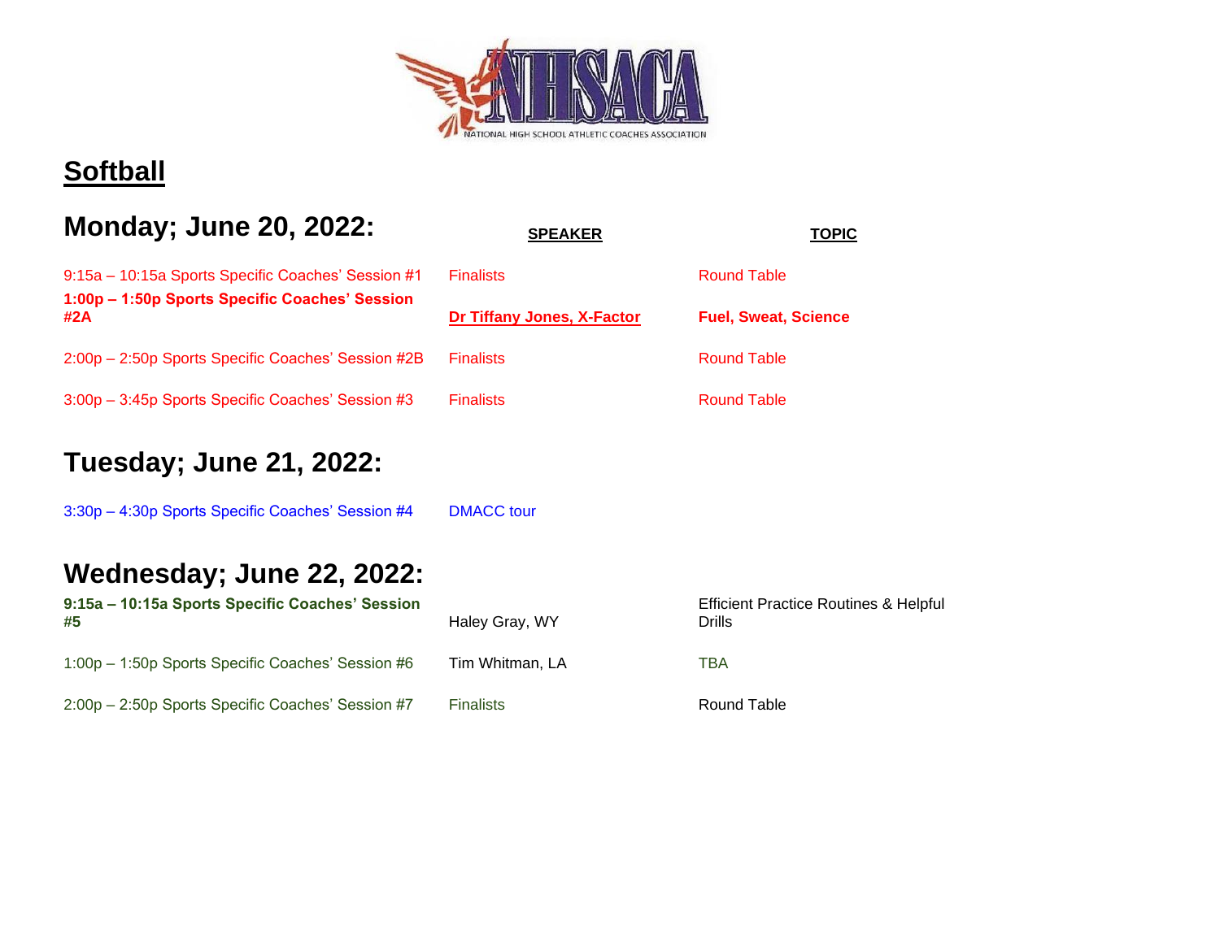# Softball

## Monday; June 20, 2022:

| | SPEAKER | TOPIC |
|---|---|---|
| 9:15a – 10:15a Sports Specific Coaches' Session #1 | Finalists | Round Table |
| **1:00p – 1:50p Sports Specific Coaches' Session #2A** | **Dr Tiffany Jones, X-Factor** | **Fuel, Sweat, Science** |
| 2:00p – 2:50p Sports Specific Coaches' Session #2B | Finalists | Round Table |
| 3:00p – 3:45p Sports Specific Coaches' Session #3 | Finalists | Round Table |

## Tuesday; June 21, 2022:

| | | |
|---|---|---|
| 3:30p – 4:30p Sports Specific Coaches' Session #4 | DMACC tour | |

## Wednesday; June 22, 2022:

| | | |
|---|---|---|
| **9:15a – 10:15a Sports Specific Coaches' Session #5** | Haley Gray, WY | Efficient Practice Routines & Helpful Drills |
| 1:00p – 1:50p Sports Specific Coaches' Session #6 | Tim Whitman, LA | TBA |
| 2:00p – 2:50p Sports Specific Coaches' Session #7 | Finalists | Round Table |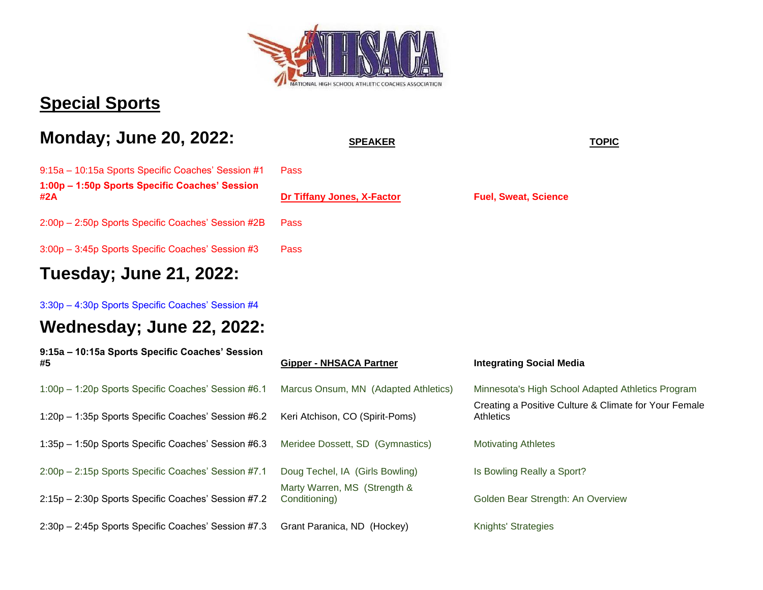NATIONAL HIGH SCHOOL ATHLETIC COACHES ASSOCIATION

## Special Sports

### Monday; June 20, 2022:

| | SPEAKER | TOPIC |
|---|---|---|
| 9:15a – 10:15a Sports Specific Coaches' Session #1 | Pass | |
| **1:00p – 1:50p Sports Specific Coaches' Session #2A** | **Dr Tiffany Jones, X-Factor** | **Fuel, Sweat, Science** |
| 2:00p – 2:50p Sports Specific Coaches' Session #2B | Pass | |
| 3:00p – 3:45p Sports Specific Coaches' Session #3 | Pass | |

### Tuesday; June 21, 2022:

| | | |
|---|---|---|
| 3:30p – 4:30p Sports Specific Coaches' Session #4 | | |

### Wednesday; June 22, 2022:

| | | |
|---|---|---|
| **9:15a – 10:15a Sports Specific Coaches' Session #5** | **Gipper - NHSACA Partner** | **Integrating Social Media** |
| 1:00p – 1:20p Sports Specific Coaches' Session #6.1 | Marcus Onsum, MN (Adapted Athletics) | Minnesota's High School Adapted Athletics Program |
| 1:20p – 1:35p Sports Specific Coaches' Session #6.2 | Keri Atchison, CO (Spirit-Poms) | Creating a Positive Culture & Climate for Your Female Athletics |
| 1:35p – 1:50p Sports Specific Coaches' Session #6.3 | Meridee Dossett, SD (Gymnastics) | Motivating Athletes |
| 2:00p – 2:15p Sports Specific Coaches' Session #7.1 | Doug Techel, IA (Girls Bowling) | Is Bowling Really a Sport? |
| 2:15p – 2:30p Sports Specific Coaches' Session #7.2 | Marty Warren, MS (Strength & Conditioning) | Golden Bear Strength: An Overview |
| 2:30p – 2:45p Sports Specific Coaches' Session #7.3 | Grant Paranica, ND (Hockey) | Knights' Strategies |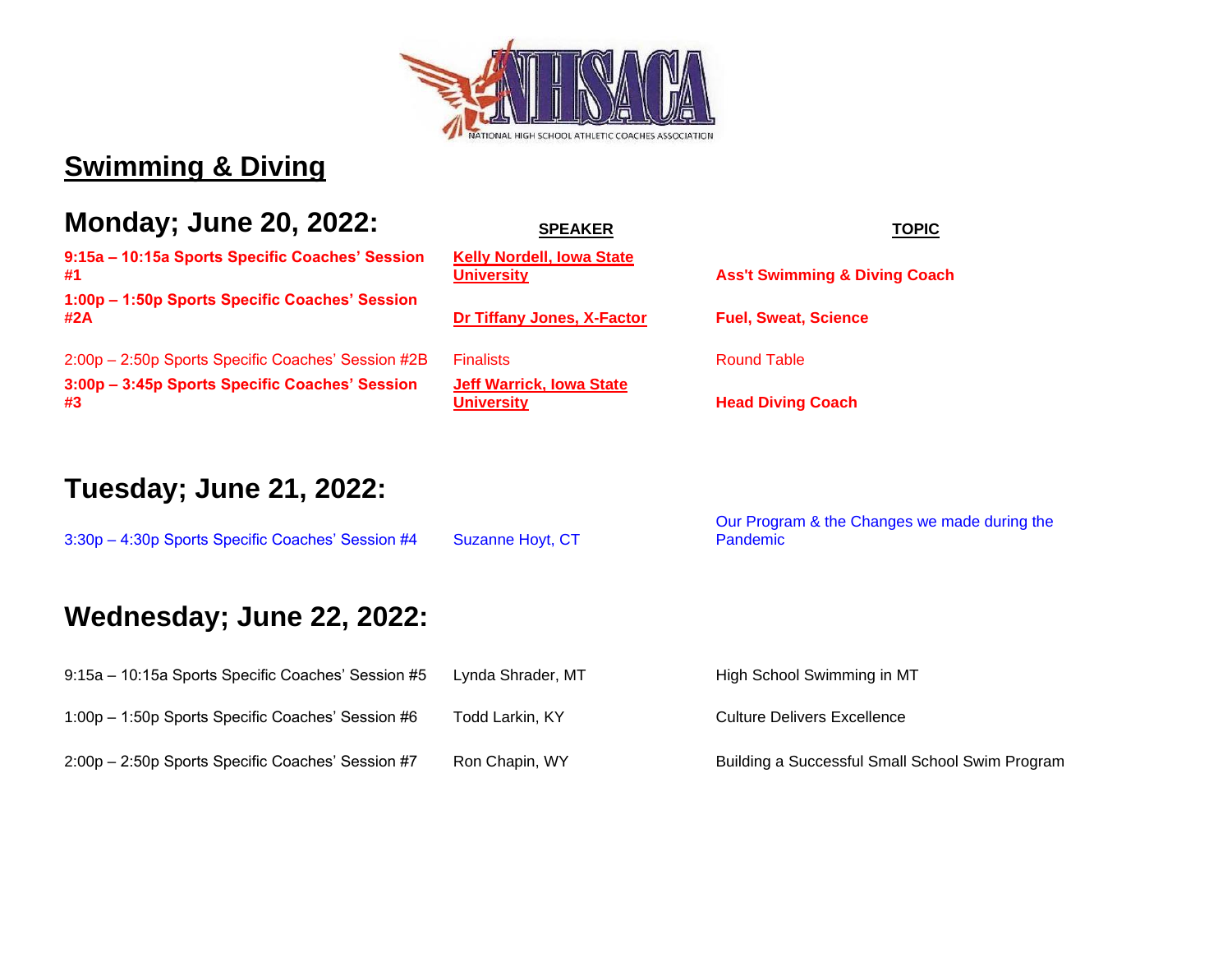NATIONAL HIGH SCHOOL ATHLETIC COACHES ASSOCIATION

## Swimming & Diving

### Monday; June 20, 2022:

| | SPEAKER | TOPIC |
|---|---|---|
| **9:15a – 10:15a Sports Specific Coaches' Session #1** | **Kelly Nordell, Iowa State University** | **Ass't Swimming & Diving Coach** |
| **1:00p – 1:50p Sports Specific Coaches' Session #2A** | **Dr Tiffany Jones, X-Factor** | **Fuel, Sweat, Science** |
| 2:00p – 2:50p Sports Specific Coaches' Session #2B | Finalists | Round Table |
| **3:00p – 3:45p Sports Specific Coaches' Session #3** | **Jeff Warrick, Iowa State University** | **Head Diving Coach** |

### Tuesday; June 21, 2022:

| | | |
|---|---|---|
| 3:30p – 4:30p Sports Specific Coaches' Session #4 | Suzanne Hoyt, CT | Our Program & the Changes we made during the Pandemic |

### Wednesday; June 22, 2022:

| | | |
|---|---|---|
| 9:15a – 10:15a Sports Specific Coaches' Session #5 | Lynda Shrader, MT | High School Swimming in MT |
| 1:00p – 1:50p Sports Specific Coaches' Session #6 | Todd Larkin, KY | Culture Delivers Excellence |
| 2:00p – 2:50p Sports Specific Coaches' Session #7 | Ron Chapin, WY | Building a Successful Small School Swim Program |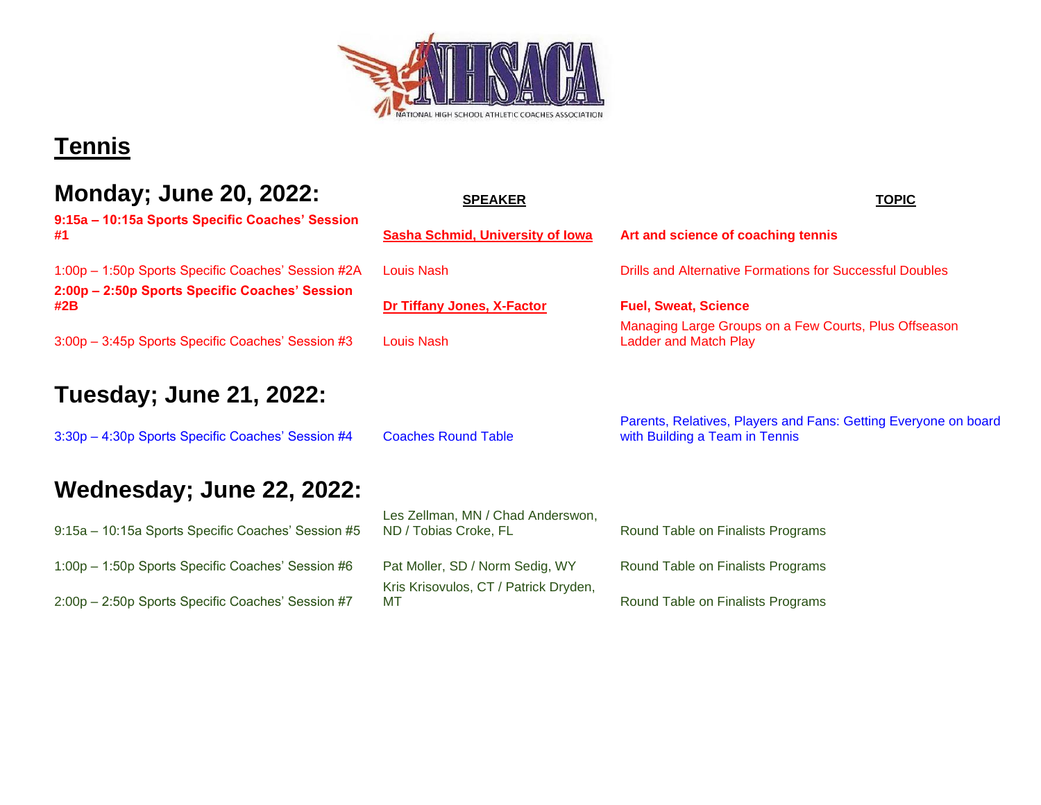## Tennis

### Monday; June 20, 2022:

| | SPEAKER | TOPIC |
|---|---|---|
| **9:15a – 10:15a Sports Specific Coaches' Session #1** | **Sasha Schmid, University of Iowa** | **Art and science of coaching tennis** |
| 1:00p – 1:50p Sports Specific Coaches' Session #2A | Louis Nash | Drills and Alternative Formations for Successful Doubles |
| **2:00p – 2:50p Sports Specific Coaches' Session #2B** | **Dr Tiffany Jones, X-Factor** | **Fuel, Sweat, Science** |
| 3:00p – 3:45p Sports Specific Coaches' Session #3 | Louis Nash | Managing Large Groups on a Few Courts, Plus Offseason Ladder and Match Play |

### Tuesday; June 21, 2022:

| | | |
|---|---|---|
| 3:30p – 4:30p Sports Specific Coaches' Session #4 | Coaches Round Table | Parents, Relatives, Players and Fans: Getting Everyone on board with Building a Team in Tennis |

### Wednesday; June 22, 2022:

| | | |
|---|---|---|
| 9:15a – 10:15a Sports Specific Coaches' Session #5 | Les Zellman, MN / Chad Anderswon, ND / Tobias Croke, FL | Round Table on Finalists Programs |
| 1:00p – 1:50p Sports Specific Coaches' Session #6 | Pat Moller, SD / Norm Sedig, WY | Round Table on Finalists Programs |
| 2:00p – 2:50p Sports Specific Coaches' Session #7 | Kris Krisovulos, CT / Patrick Dryden, MT | Round Table on Finalists Programs |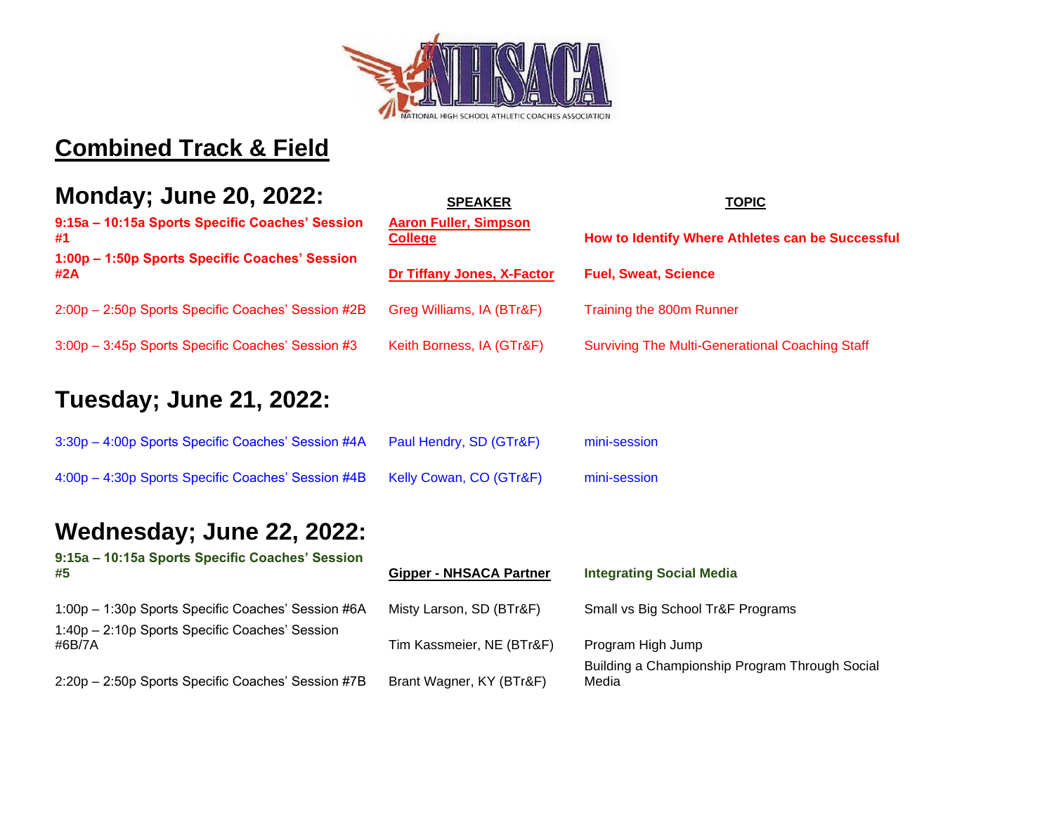NATIONAL HIGH SCHOOL ATHLETIC COACHES ASSOCIATION

# Combined Track & Field

## Monday; June 20, 2022:

| | SPEAKER | TOPIC |
|---|---|---|
| **9:15a – 10:15a Sports Specific Coaches' Session #1** | **Aaron Fuller, Simpson College** | **How to Identify Where Athletes can be Successful** |
| **1:00p – 1:50p Sports Specific Coaches' Session #2A** | **Dr Tiffany Jones, X-Factor** | **Fuel, Sweat, Science** |
| 2:00p – 2:50p Sports Specific Coaches' Session #2B | Greg Williams, IA (BTr&F) | Training the 800m Runner |
| 3:00p – 3:45p Sports Specific Coaches' Session #3 | Keith Borness, IA (GTr&F) | Surviving The Multi-Generational Coaching Staff |

## Tuesday; June 21, 2022:

| | | |
|---|---|---|
| 3:30p – 4:00p Sports Specific Coaches' Session #4A | Paul Hendry, SD (GTr&F) | mini-session |
| 4:00p – 4:30p Sports Specific Coaches' Session #4B | Kelly Cowan, CO (GTr&F) | mini-session |

## Wednesday; June 22, 2022:

| | | |
|---|---|---|
| **9:15a – 10:15a Sports Specific Coaches' Session #5** | **Gipper - NHSACA Partner** | **Integrating Social Media** |
| 1:00p – 1:30p Sports Specific Coaches' Session #6A | Misty Larson, SD (BTr&F) | Small vs Big School Tr&F Programs |
| 1:40p – 2:10p Sports Specific Coaches' Session #6B/7A | Tim Kassmeier, NE (BTr&F) | Program High Jump |
| 2:20p – 2:50p Sports Specific Coaches' Session #7B | Brant Wagner, KY (BTr&F) | Building a Championship Program Through Social Media |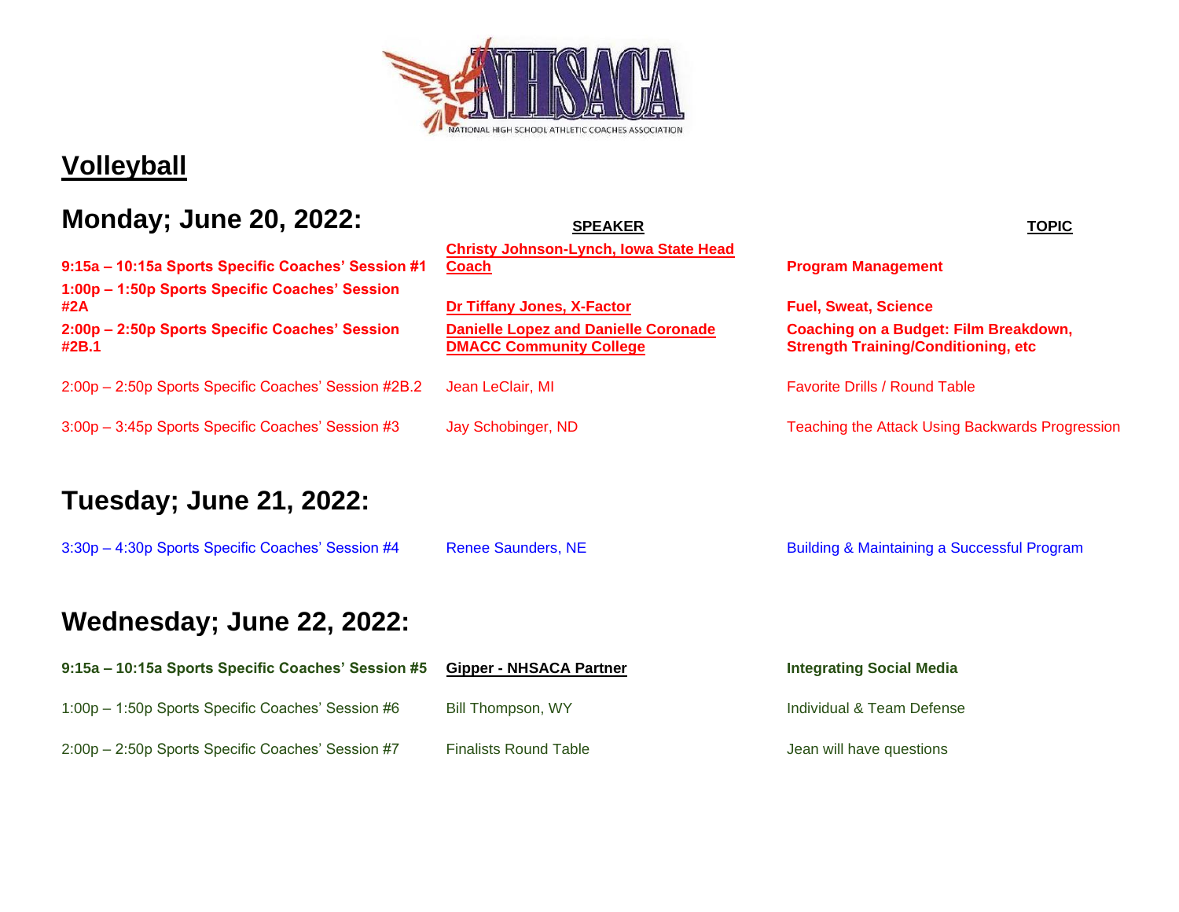NATIONAL HIGH SCHOOL ATHLETIC COACHES ASSOCIATION

# Volleyball

## Monday; June 20, 2022:

| | SPEAKER | TOPIC |
|---|---|---|
| **9:15a – 10:15a Sports Specific Coaches' Session #1** | **Christy Johnson-Lynch, Iowa State Head Coach** | **Program Management** |
| **1:00p – 1:50p Sports Specific Coaches' Session #2A** | **Dr Tiffany Jones, X-Factor** | **Fuel, Sweat, Science** |
| **2:00p – 2:50p Sports Specific Coaches' Session #2B.1** | **Danielle Lopez and Danielle Coronade DMACC Community College** | **Coaching on a Budget: Film Breakdown, Strength Training/Conditioning, etc** |
| 2:00p – 2:50p Sports Specific Coaches' Session #2B.2 | Jean LeClair, MI | Favorite Drills / Round Table |
| 3:00p – 3:45p Sports Specific Coaches' Session #3 | Jay Schobinger, ND | Teaching the Attack Using Backwards Progression |

## Tuesday; June 21, 2022:

| | | |
|---|---|---|
| 3:30p – 4:30p Sports Specific Coaches' Session #4 | Renee Saunders, NE | Building & Maintaining a Successful Program |

## Wednesday; June 22, 2022:

| | | |
|---|---|---|
| **9:15a – 10:15a Sports Specific Coaches' Session #5** | **Gipper - NHSACA Partner** | **Integrating Social Media** |
| 1:00p – 1:50p Sports Specific Coaches' Session #6 | Bill Thompson, WY | Individual & Team Defense |
| 2:00p – 2:50p Sports Specific Coaches' Session #7 | Finalists Round Table | Jean will have questions |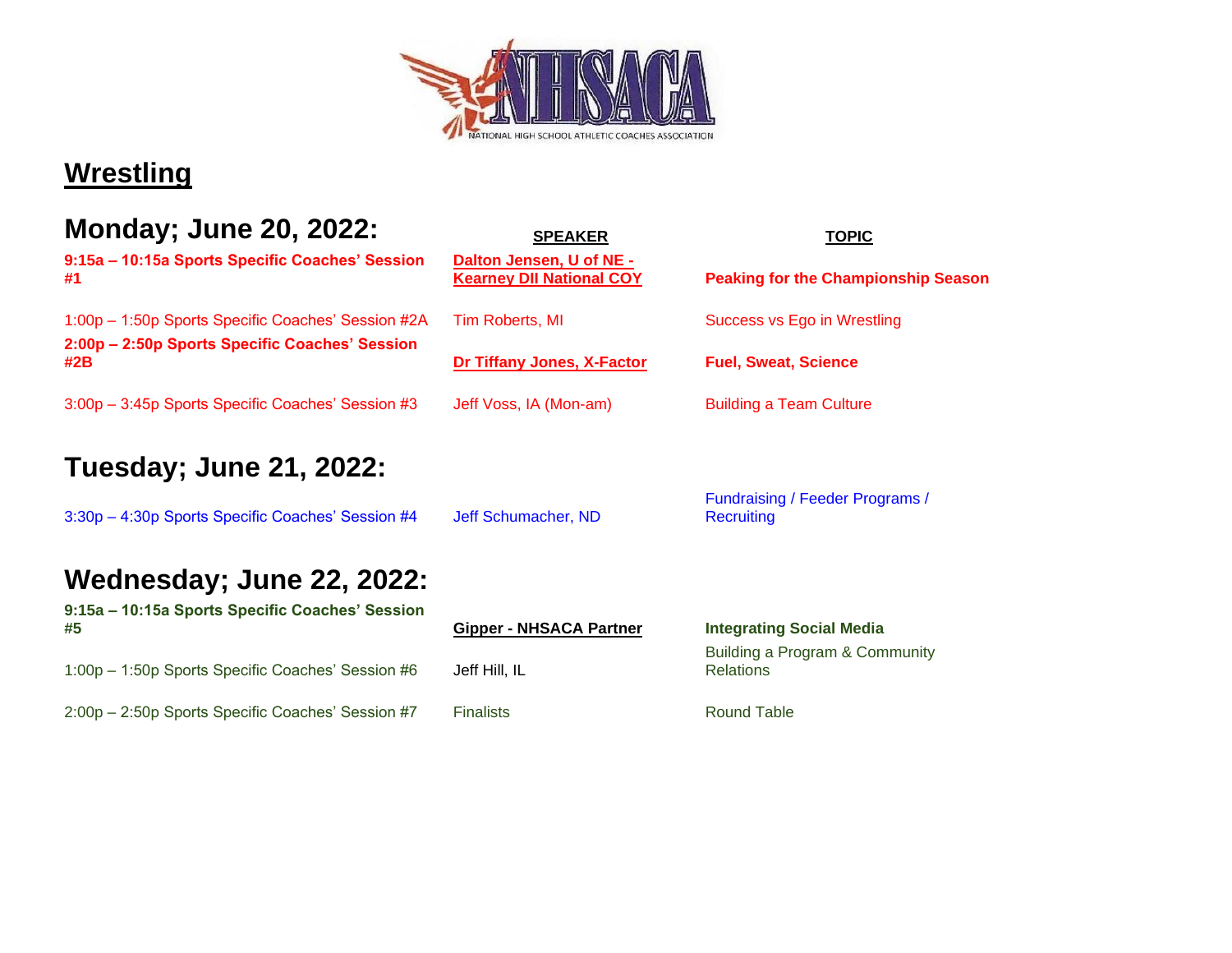# Wrestling

## Monday; June 20, 2022:

| | SPEAKER | TOPIC |
|---|---|---|
| **9:15a – 10:15a Sports Specific Coaches' Session #1** | **Dalton Jensen, U of NE - Kearney DII National COY** | **Peaking for the Championship Season** |
| 1:00p – 1:50p Sports Specific Coaches' Session #2A | Tim Roberts, MI | Success vs Ego in Wrestling |
| **2:00p – 2:50p Sports Specific Coaches' Session #2B** | **Dr Tiffany Jones, X-Factor** | **Fuel, Sweat, Science** |
| 3:00p – 3:45p Sports Specific Coaches' Session #3 | Jeff Voss, IA (Mon-am) | Building a Team Culture |

## Tuesday; June 21, 2022:

| | | |
|---|---|---|
| 3:30p – 4:30p Sports Specific Coaches' Session #4 | Jeff Schumacher, ND | Fundraising / Feeder Programs / Recruiting |

## Wednesday; June 22, 2022:

| | | |
|---|---|---|
| **9:15a – 10:15a Sports Specific Coaches' Session #5** | **Gipper - NHSACA Partner** | **Integrating Social Media** |
| 1:00p – 1:50p Sports Specific Coaches' Session #6 | Jeff Hill, IL | Building a Program & Community Relations |
| 2:00p – 2:50p Sports Specific Coaches' Session #7 | Finalists | Round Table |